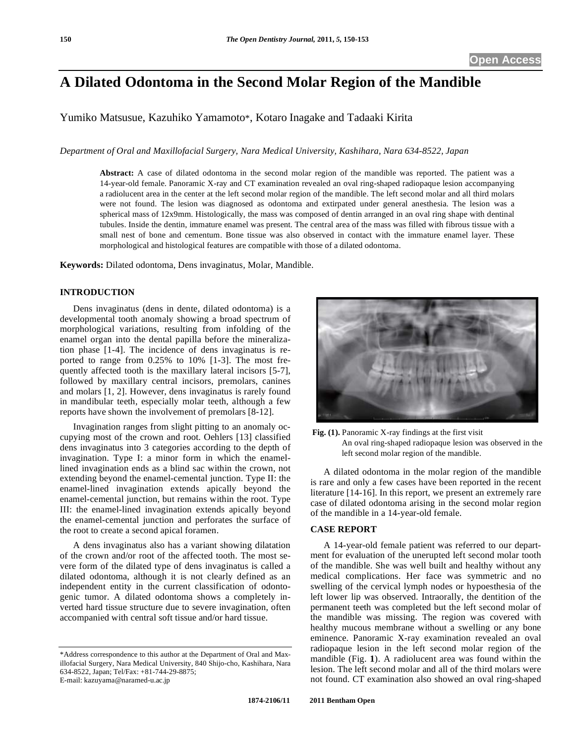# A Dilated Odontoma in the Second Molar Region of the Mandible

Yumiko Matsusue, Kazuhiko Yamamoto*, Kotaro Inagake and Tadaaki Kirita

*Department of Oral and Maxillofacial Surgery, Nara Medical University, Kashihara, Nara 634-8522, Japan*

**Abstract:** A case of dilated odontoma in the second molar region of the mandible was reported. The patient was a 14-year-old female. Panoramic X-ray and CT examination revealed an oval ring-shaped radiopaque lesion accompanying a radiolucent area in the center at the left second molar region of the mandible. The left second molar and all third molars were not found. The lesion was diagnosed as odontoma and extirpated under general anesthesia. The lesion was a spherical mass of 12x9mm. Histologically, the mass was composed of dentin arranged in an oval ring shape with dentinal tubules. Inside the dentin, immature enamel was present. The central area of the mass was filled with fibrous tissue with a small nest of bone and cementum. Bone tissue was also observed in contact with the immature enamel layer. These morphological and histological features are compatible with those of a dilated odontoma.

**Keywords:** Dilated odontoma, Dens invaginatus, Molar, Mandible.

## INTRODUCTION

Dens invaginatus (dens in dente, dilated odontoma) is a developmental tooth anomaly showing a broad spectrum of morphological variations, resulting from infolding of the enamel organ into the dental papilla before the mineralization phase [1-4]. The incidence of dens invaginatus is reported to range from 0.25% to 10% [1-3]. The most frequently affected tooth is the maxillary lateral incisors [5-7], followed by maxillary central incisors, premolars, canines and molars [1, 2]. However, dens invaginatus is rarely found in mandibular teeth, especially molar teeth, although a few reports have shown the involvement of premolars [8-12].

Invagination ranges from slight pitting to an anomaly occupying most of the crown and root. Oehlers [13] classified dens invaginatus into 3 categories according to the depth of invagination. Type I: a minor form in which the enamel-lined invagination ends as a blind sac within the crown, not extending beyond the enamel-cemental junction. Type II: the enamel-lined invagination extends apically beyond the enamel-cemental junction, but remains within the root. Type III: the enamel-lined invagination extends apically beyond the enamel-cemental junction and perforates the surface of the root to create a second apical foramen.

A dens invaginatus also has a variant showing dilatation of the crown and/or root of the affected tooth. The most severe form of the dilated type of dens invaginatus is called a dilated odontoma, although it is not clearly defined as an independent entity in the current classification of odontogenic tumor. A dilated odontoma shows a completely inverted hard tissue structure due to severe invagination, often accompanied with central soft tissue and/or hard tissue.

**Fig. (1).** Panoramic X-ray findings at the first visit
An oval ring-shaped radiopaque lesion was observed in the left second molar region of the mandible.

A dilated odontoma in the molar region of the mandible is rare and only a few cases have been reported in the recent literature [14-16]. In this report, we present an extremely rare case of dilated odontoma arising in the second molar region of the mandible in a 14-year-old female.

## CASE REPORT

A 14-year-old female patient was referred to our department for evaluation of the unerupted left second molar tooth of the mandible. She was well built and healthy without any medical complications. Her face was symmetric and no swelling of the cervical lymph nodes or hypoesthesia of the left lower lip was observed. Intraorally, the dentition of the permanent teeth was completed but the left second molar of the mandible was missing. The region was covered with healthy mucous membrane without a swelling or any bone eminence. Panoramic X-ray examination revealed an oval radiopaque lesion in the left second molar region of the mandible (Fig. **1**). A radiolucent area was found within the lesion. The left second molar and all of the third molars were not found. CT examination also showed an oval ring-shaped

*Address correspondence to this author at the Department of Oral and Maxillofacial Surgery, Nara Medical University, 840 Shijo-cho, Kashihara, Nara 634-8522, Japan; Tel/Fax: +81-744-29-8875; E-mail: kazuyama@naramed-u.ac.jp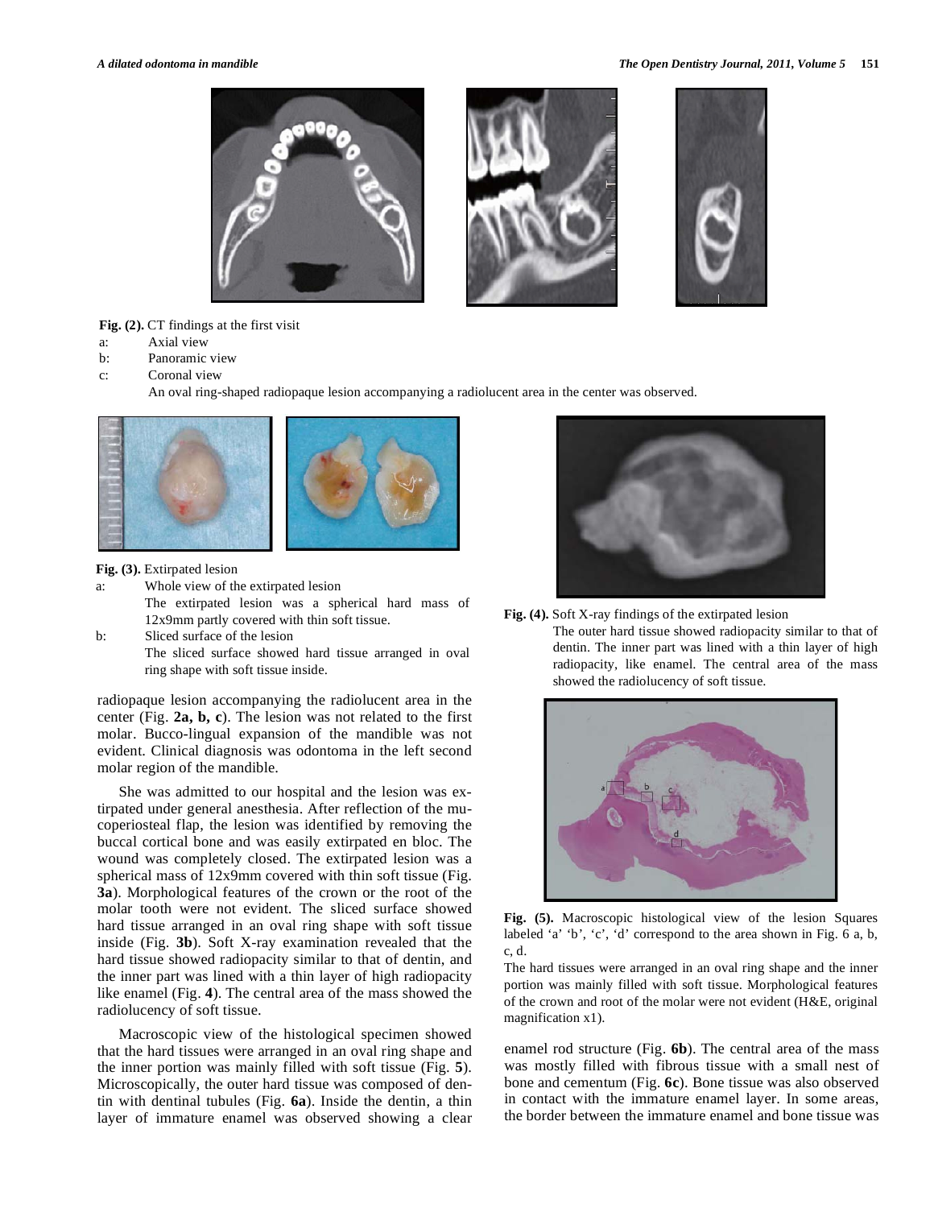Fig. (2). CT findings at the first visit

a: Axial view

b: Panoramic view

c: Coronal view

An oval ring-shaped radiopaque lesion accompanying a radiolucent area in the center was observed.

Fig. (3). Extirpated lesion

a: Whole view of the extirpated lesion

The extirpated lesion was a spherical hard mass of 12x9mm partly covered with thin soft tissue.

b: Sliced surface of the lesion

The sliced surface showed hard tissue arranged in oval ring shape with soft tissue inside.

radiopaque lesion accompanying the radiolucent area in the center (Fig. **2a, b, c**). The lesion was not related to the first molar. Bucco-lingual expansion of the mandible was not evident. Clinical diagnosis was odontoma in the left second molar region of the mandible.

She was admitted to our hospital and the lesion was extirpated under general anesthesia. After reflection of the mucoperiosteal flap, the lesion was identified by removing the buccal cortical bone and was easily extirpated en bloc. The wound was completely closed. The extirpated lesion was a spherical mass of 12x9mm covered with thin soft tissue (Fig. **3a**). Morphological features of the crown or the root of the molar tooth were not evident. The sliced surface showed hard tissue arranged in an oval ring shape with soft tissue inside (Fig. **3b**). Soft X-ray examination revealed that the hard tissue showed radiopacity similar to that of dentin, and the inner part was lined with a thin layer of high radiopacity like enamel (Fig. **4**). The central area of the mass showed the radiolucency of soft tissue.

Macroscopic view of the histological specimen showed that the hard tissues were arranged in an oval ring shape and the inner portion was mainly filled with soft tissue (Fig. **5**). Microscopically, the outer hard tissue was composed of dentin with dentinal tubules (Fig. **6a**). Inside the dentin, a thin layer of immature enamel was observed showing a clear enamel rod structure (Fig. **6b**). The central area of the mass was mostly filled with fibrous tissue with a small nest of bone and cementum (Fig. **6c**). Bone tissue was also observed in contact with the immature enamel layer. In some areas, the border between the immature enamel and bone tissue was

Fig. (4). Soft X-ray findings of the extirpated lesion

The outer hard tissue showed radiopacity similar to that of dentin. The inner part was lined with a thin layer of high radiopacity, like enamel. The central area of the mass showed the radiolucency of soft tissue.

Fig. (5). Macroscopic histological view of the lesion Squares labeled 'a' 'b', 'c', 'd' correspond to the area shown in Fig. 6 a, b, c, d.

The hard tissues were arranged in an oval ring shape and the inner portion was mainly filled with soft tissue. Morphological features of the crown and root of the molar were not evident (H&E, original magnification x1).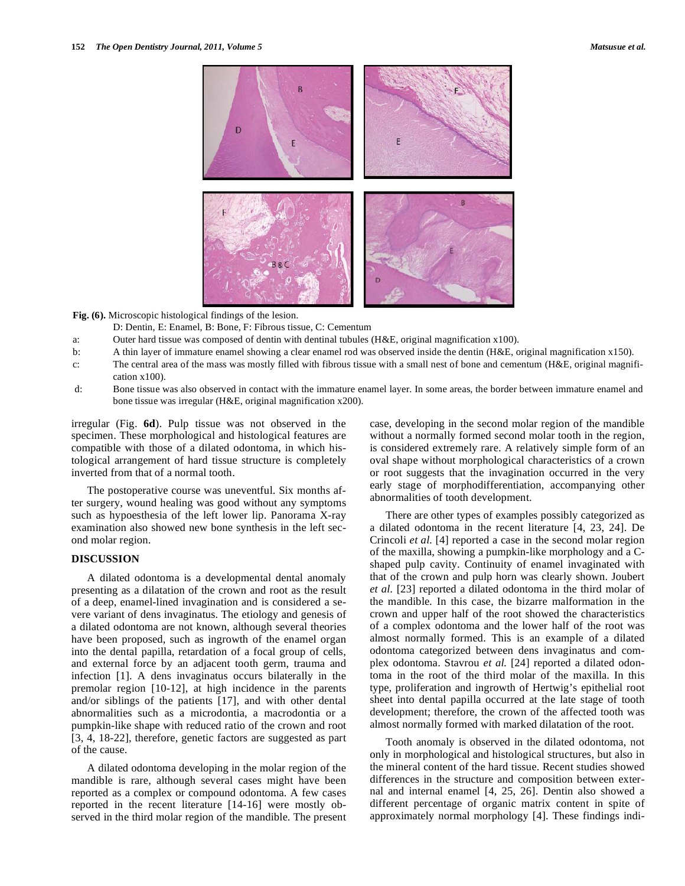**Fig. (6).** Microscopic histological findings of the lesion.

D: Dentin, E: Enamel, B: Bone, F: Fibrous tissue, C: Cementum

a: Outer hard tissue was composed of dentin with dentinal tubules (H&E, original magnification x100).

b: A thin layer of immature enamel showing a clear enamel rod was observed inside the dentin (H&E, original magnification x150).

c: The central area of the mass was mostly filled with fibrous tissue with a small nest of bone and cementum (H&E, original magnification x100).

d: Bone tissue was also observed in contact with the immature enamel layer. In some areas, the border between immature enamel and bone tissue was irregular (H&E, original magnification x200).

irregular (Fig. **6d**). Pulp tissue was not observed in the specimen. These morphological and histological features are compatible with those of a dilated odontoma, in which histological arrangement of hard tissue structure is completely inverted from that of a normal tooth.

The postoperative course was uneventful. Six months after surgery, wound healing was good without any symptoms such as hypoesthesia of the left lower lip. Panorama X-ray examination also showed new bone synthesis in the left second molar region.

## DISCUSSION

A dilated odontoma is a developmental dental anomaly presenting as a dilatation of the crown and root as the result of a deep, enamel-lined invagination and is considered a severe variant of dens invaginatus. The etiology and genesis of a dilated odontoma are not known, although several theories have been proposed, such as ingrowth of the enamel organ into the dental papilla, retardation of a focal group of cells, and external force by an adjacent tooth germ, trauma and infection [1]. A dens invaginatus occurs bilaterally in the premolar region [10-12], at high incidence in the parents and/or siblings of the patients [17], and with other dental abnormalities such as a microdontia, a macrodontia or a pumpkin-like shape with reduced ratio of the crown and root [3, 4, 18-22], therefore, genetic factors are suggested as part of the cause.

A dilated odontoma developing in the molar region of the mandible is rare, although several cases might have been reported as a complex or compound odontoma. A few cases reported in the recent literature [14-16] were mostly observed in the third molar region of the mandible. The present case, developing in the second molar region of the mandible without a normally formed second molar tooth in the region, is considered extremely rare. A relatively simple form of an oval shape without morphological characteristics of a crown or root suggests that the invagination occurred in the very early stage of morphodifferentiation, accompanying other abnormalities of tooth development.

There are other types of examples possibly categorized as a dilated odontoma in the recent literature [4, 23, 24]. De Crincoli *et al.* [4] reported a case in the second molar region of the maxilla, showing a pumpkin-like morphology and a C-shaped pulp cavity. Continuity of enamel invaginated with that of the crown and pulp horn was clearly shown. Joubert *et al.* [23] reported a dilated odontoma in the third molar of the mandible. In this case, the bizarre malformation in the crown and upper half of the root showed the characteristics of a complex odontoma and the lower half of the root was almost normally formed. This is an example of a dilated odontoma categorized between dens invaginatus and complex odontoma. Stavrou *et al.* [24] reported a dilated odontoma in the root of the third molar of the maxilla. In this type, proliferation and ingrowth of Hertwig's epithelial root sheet into dental papilla occurred at the late stage of tooth development; therefore, the crown of the affected tooth was almost normally formed with marked dilatation of the root.

Tooth anomaly is observed in the dilated odontoma, not only in morphological and histological structures, but also in the mineral content of the hard tissue. Recent studies showed differences in the structure and composition between external and internal enamel [4, 25, 26]. Dentin also showed a different percentage of organic matrix content in spite of approximately normal morphology [4]. These findings indi-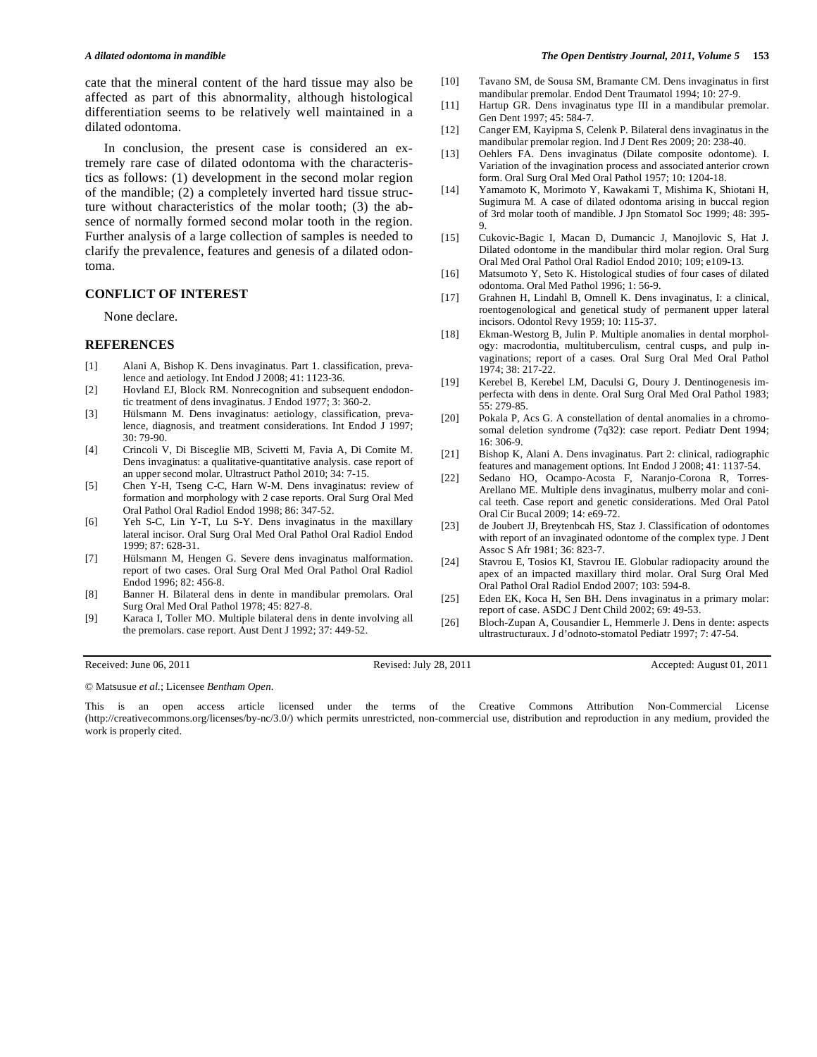cate that the mineral content of the hard tissue may also be affected as part of this abnormality, although histological differentiation seems to be relatively well maintained in a dilated odontoma.

In conclusion, the present case is considered an extremely rare case of dilated odontoma with the characteristics as follows: (1) development in the second molar region of the mandible; (2) a completely inverted hard tissue structure without characteristics of the molar tooth; (3) the absence of normally formed second molar tooth in the region. Further analysis of a large collection of samples is needed to clarify the prevalence, features and genesis of a dilated odontoma.

## CONFLICT OF INTEREST

None declare.

## REFERENCES

[1] Alani A, Bishop K. Dens invaginatus. Part 1. classification, prevalence and aetiology. Int Endod J 2008; 41: 1123-36.

[2] Hovland EJ, Block RM. Nonrecognition and subsequent endodontic treatment of dens invaginatus. J Endod 1977; 3: 360-2.

[3] Hülsmann M. Dens invaginatus: aetiology, classification, prevalence, diagnosis, and treatment considerations. Int Endod J 1997; 30: 79-90.

[4] Crincoli V, Di Bisceglie MB, Scivetti M, Favia A, Di Comite M. Dens invaginatus: a qualitative-quantitative analysis. case report of an upper second molar. Ultrastruct Pathol 2010; 34: 7-15.

[5] Chen Y-H, Tseng C-C, Harn W-M. Dens invaginatus: review of formation and morphology with 2 case reports. Oral Surg Oral Med Oral Pathol Oral Radiol Endod 1998; 86: 347-52.

[6] Yeh S-C, Lin Y-T, Lu S-Y. Dens invaginatus in the maxillary lateral incisor. Oral Surg Oral Med Oral Pathol Oral Radiol Endod 1999; 87: 628-31.

[7] Hülsmann M, Hengen G. Severe dens invaginatus malformation. report of two cases. Oral Surg Oral Med Oral Pathol Oral Radiol Endod 1996; 82: 456-8.

[8] Banner H. Bilateral dens in dente in mandibular premolars. Oral Surg Oral Med Oral Pathol 1978; 45: 827-8.

[9] Karaca I, Toller MO. Multiple bilateral dens in dente involving all the premolars. case report. Aust Dent J 1992; 37: 449-52.

[10] Tavano SM, de Sousa SM, Bramante CM. Dens invaginatus in first mandibular premolar. Endod Dent Traumatol 1994; 10: 27-9.

[11] Hartup GR. Dens invaginatus type III in a mandibular premolar. Gen Dent 1997; 45: 584-7.

[12] Canger EM, Kayipma S, Celenk P. Bilateral dens invaginatus in the mandibular premolar region. Ind J Dent Res 2009; 20: 238-40.

[13] Oehlers FA. Dens invaginatus (Dilate composite odontome). I. Variation of the invagination process and associated anterior crown form. Oral Surg Oral Med Oral Pathol 1957; 10: 1204-18.

[14] Yamamoto K, Morimoto Y, Kawakami T, Mishima K, Shiotani H, Sugimura M. A case of dilated odontoma arising in buccal region of 3rd molar tooth of mandible. J Jpn Stomatol Soc 1999; 48: 395-9.

[15] Cukovic-Bagic I, Macan D, Dumancic J, Manojlovic S, Hat J. Dilated odontome in the mandibular third molar region. Oral Surg Oral Med Oral Pathol Oral Radiol Endod 2010; 109; e109-13.

[16] Matsumoto Y, Seto K. Histological studies of four cases of dilated odontoma. Oral Med Pathol 1996; 1: 56-9.

[17] Grahnen H, Lindahl B, Omnell K. Dens invaginatus, I: a clinical, roentogenological and genetical study of permanent upper lateral incisors. Odontol Revy 1959; 10: 115-37.

[18] Ekman-Westorg B, Julin P. Multiple anomalies in dental morphology: macrodontia, multituberculism, central cusps, and pulp invaginations; report of a cases. Oral Surg Oral Med Oral Pathol 1974; 38: 217-22.

[19] Kerebel B, Kerebel LM, Daculsi G, Doury J. Dentinogenesis imperfecta with dens in dente. Oral Surg Oral Med Oral Pathol 1983; 55: 279-85.

[20] Pokala P, Acs G. A constellation of dental anomalies in a chromosomal deletion syndrome (7q32): case report. Pediatr Dent 1994; 16: 306-9.

[21] Bishop K, Alani A. Dens invaginatus. Part 2: clinical, radiographic features and management options. Int Endod J 2008; 41: 1137-54.

[22] Sedano HO, Ocampo-Acosta F, Naranjo-Corona R, Torres-Arellano ME. Multiple dens invaginatus, mulberry molar and conical teeth. Case report and genetic considerations. Med Oral Patol Oral Cir Bucal 2009; 14: e69-72.

[23] de Joubert JJ, Breytenbcah HS, Staz J. Classification of odontomes with report of an invaginated odontome of the complex type. J Dent Assoc S Afr 1981; 36: 823-7.

[24] Stavrou E, Tosios KI, Stavrou IE. Globular radiopacity around the apex of an impacted maxillary third molar. Oral Surg Oral Med Oral Pathol Oral Radiol Endod 2007; 103: 594-8.

[25] Eden EK, Koca H, Sen BH. Dens invaginatus in a primary molar: report of case. ASDC J Dent Child 2002; 69: 49-53.

[26] Bloch-Zupan A, Cousandier L, Hemmerle J. Dens in dente: aspects ultrastructuraux. J d'odnoto-stomatol Pediatr 1997; 7: 47-54.

Received: June 06, 2011 Revised: July 28, 2011 Accepted: August 01, 2011

© Matsusue *et al.*; Licensee *Bentham Open*.

This is an open access article licensed under the terms of the Creative Commons Attribution Non-Commercial License (http://creativecommons.org/licenses/by-nc/3.0/) which permits unrestricted, non-commercial use, distribution and reproduction in any medium, provided the work is properly cited.